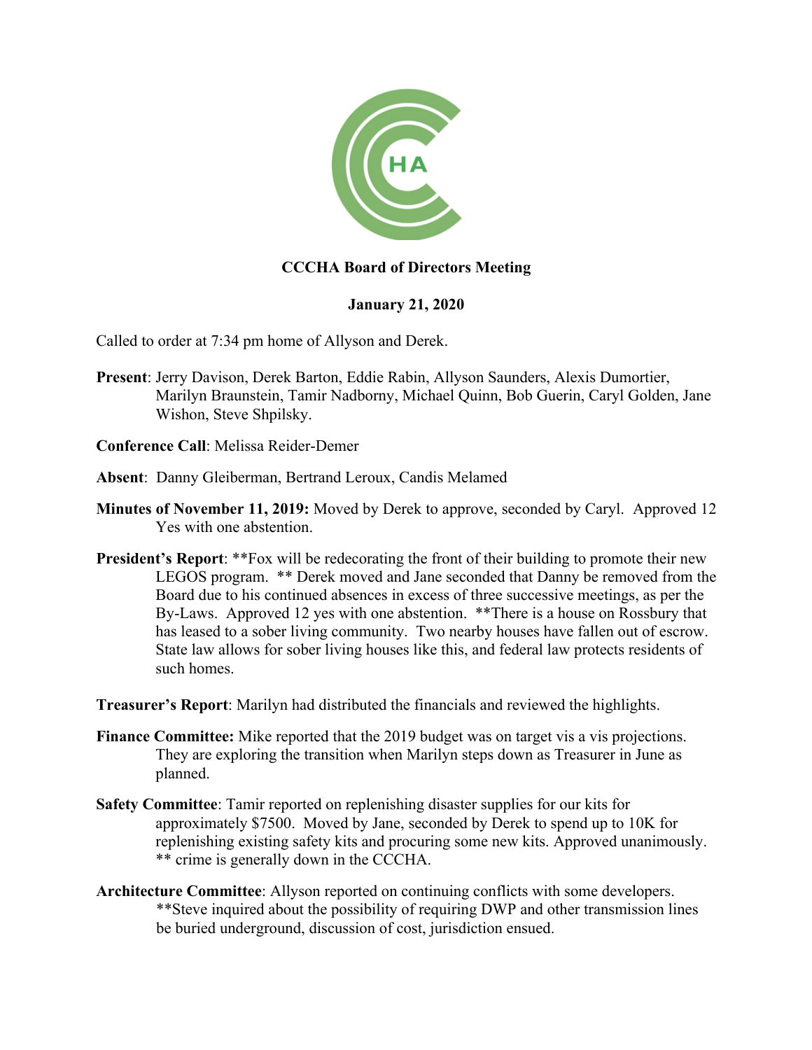**CCCHA Board of Directors Meeting**

**January 21, 2020**

Called to order at 7:34 pm home of Allyson and Derek.

**Present**: Jerry Davison, Derek Barton, Eddie Rabin, Allyson Saunders, Alexis Dumortier, Marilyn Braunstein, Tamir Nadborny, Michael Quinn, Bob Guerin, Caryl Golden, Jane Wishon, Steve Shpilsky.

**Conference Call**: Melissa Reider-Demer

**Absent**: Danny Gleiberman, Bertrand Leroux, Candis Melamed

**Minutes of November 11, 2019:** Moved by Derek to approve, seconded by Caryl. Approved 12 Yes with one abstention.

**President's Report**: **Fox will be redecorating the front of their building to promote their new LEGOS program. ** Derek moved and Jane seconded that Danny be removed from the Board due to his continued absences in excess of three successive meetings, as per the By-Laws. Approved 12 yes with one abstention. **There is a house on Rossbury that has leased to a sober living community. Two nearby houses have fallen out of escrow. State law allows for sober living houses like this, and federal law protects residents of such homes.

**Treasurer's Report**: Marilyn had distributed the financials and reviewed the highlights.

**Finance Committee:** Mike reported that the 2019 budget was on target vis a vis projections. They are exploring the transition when Marilyn steps down as Treasurer in June as planned.

**Safety Committee**: Tamir reported on replenishing disaster supplies for our kits for approximately $7500. Moved by Jane, seconded by Derek to spend up to 10K for replenishing existing safety kits and procuring some new kits. Approved unanimously. ** crime is generally down in the CCCHA.

**Architecture Committee**: Allyson reported on continuing conflicts with some developers. **Steve inquired about the possibility of requiring DWP and other transmission lines be buried underground, discussion of cost, jurisdiction ensued.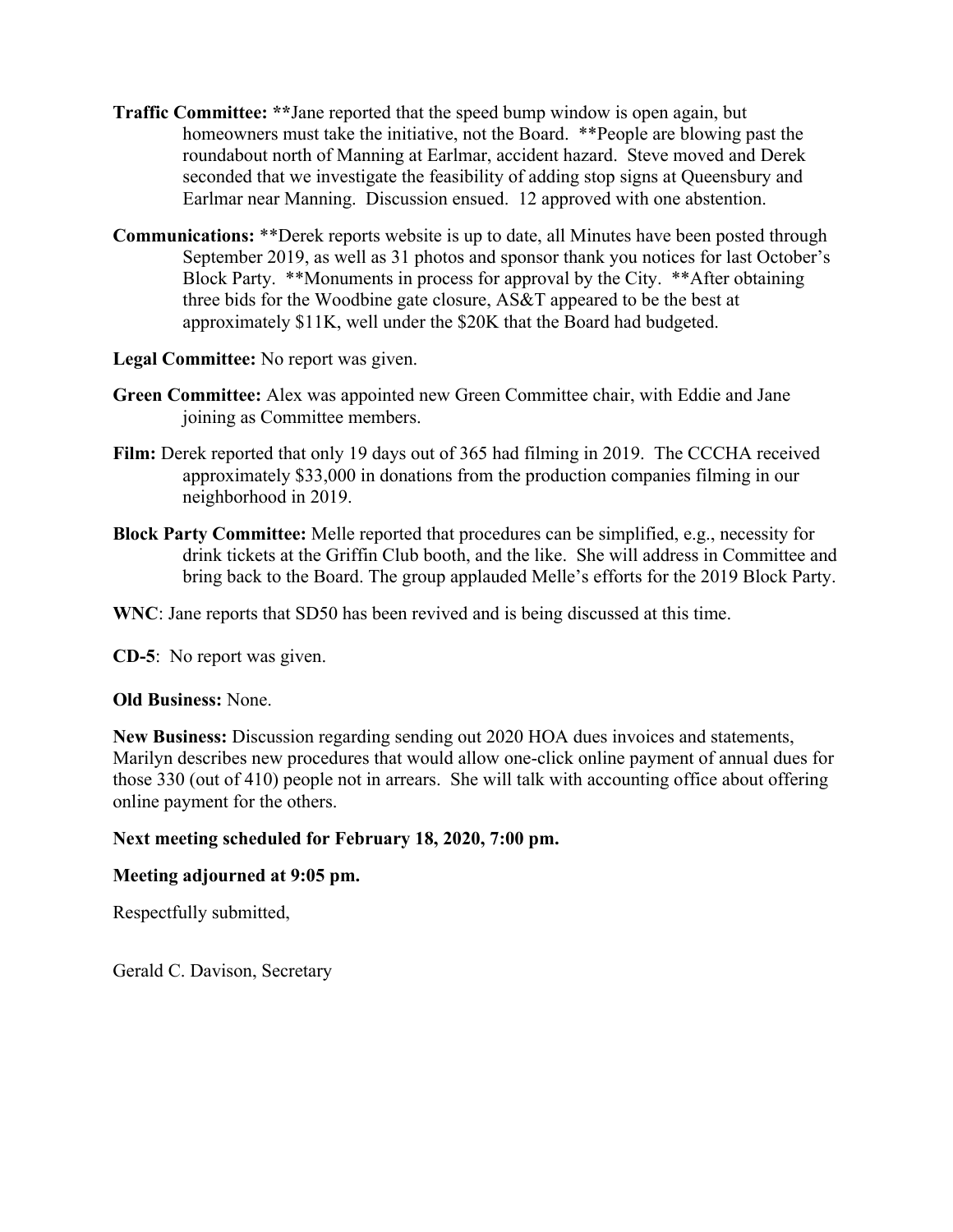**Traffic Committee:** **Jane reported that the speed bump window is open again, but homeowners must take the initiative, not the Board. **People are blowing past the roundabout north of Manning at Earlmar, accident hazard. Steve moved and Derek seconded that we investigate the feasibility of adding stop signs at Queensbury and Earlmar near Manning. Discussion ensued. 12 approved with one abstention.

**Communications:** **Derek reports website is up to date, all Minutes have been posted through September 2019, as well as 31 photos and sponsor thank you notices for last October's Block Party. **Monuments in process for approval by the City. **After obtaining three bids for the Woodbine gate closure, AS&T appeared to be the best at approximately $11K, well under the $20K that the Board had budgeted.

**Legal Committee:** No report was given.

**Green Committee:** Alex was appointed new Green Committee chair, with Eddie and Jane joining as Committee members.

**Film:** Derek reported that only 19 days out of 365 had filming in 2019. The CCCHA received approximately $33,000 in donations from the production companies filming in our neighborhood in 2019.

**Block Party Committee:** Melle reported that procedures can be simplified, e.g., necessity for drink tickets at the Griffin Club booth, and the like. She will address in Committee and bring back to the Board. The group applauded Melle's efforts for the 2019 Block Party.

**WNC**: Jane reports that SD50 has been revived and is being discussed at this time.

**CD-5**: No report was given.

**Old Business:** None.

**New Business:** Discussion regarding sending out 2020 HOA dues invoices and statements, Marilyn describes new procedures that would allow one-click online payment of annual dues for those 330 (out of 410) people not in arrears. She will talk with accounting office about offering online payment for the others.

**Next meeting scheduled for February 18, 2020, 7:00 pm.**

**Meeting adjourned at 9:05 pm.**

Respectfully submitted,

Gerald C. Davison, Secretary